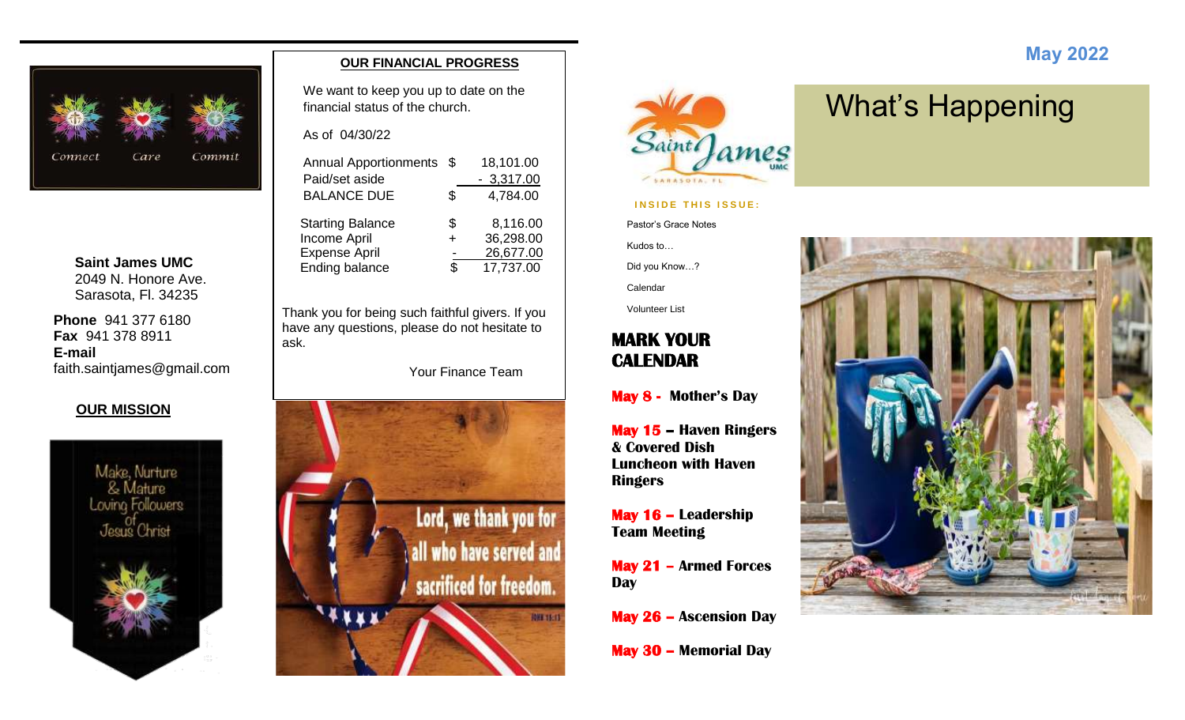Connect Care Commit

**Saint James UMC**
2049 N. Honore Ave.
Sarasota, Fl. 34235

**Phone** 941 377 6180
**Fax** 941 378 8911
**E-mail**
faith.saintjames@gmail.com

**OUR MISSION**

Make, Nurture & Mature Loving Followers of Jesus Christ

## OUR FINANCIAL PROGRESS

We want to keep you up to date on the financial status of the church.

As of 04/30/22

| | | |
|---|---|---|
| Annual Apportionments | $ | 18,101.00 |
| Paid/set aside | | - 3,317.00 |
| BALANCE DUE | $ | 4,784.00 |

| | | |
|---|---|---|
| Starting Balance | $ | 8,116.00 |
| Income April | + | 36,298.00 |
| Expense April | - | 26,677.00 |
| Ending balance | $ | 17,737.00 |

Thank you for being such faithful givers. If you have any questions, please do not hesitate to ask.

Your Finance Team

Lord, we thank you for all who have served and sacrificed for freedom.

**May 2022**

# What's Happening

Saint James UMC Sarasota, FL

**INSIDE THIS ISSUE:**

- Pastor's Grace Notes
- Kudos to…
- Did you Know…?
- Calendar
- Volunteer List

## MARK YOUR CALENDAR

**May 8 - Mother's Day**

**May 15 – Haven Ringers & Covered Dish Luncheon with Haven Ringers**

**May 16 – Leadership Team Meeting**

**May 21 – Armed Forces Day**

**May 26 – Ascension Day**

**May 30 – Memorial Day**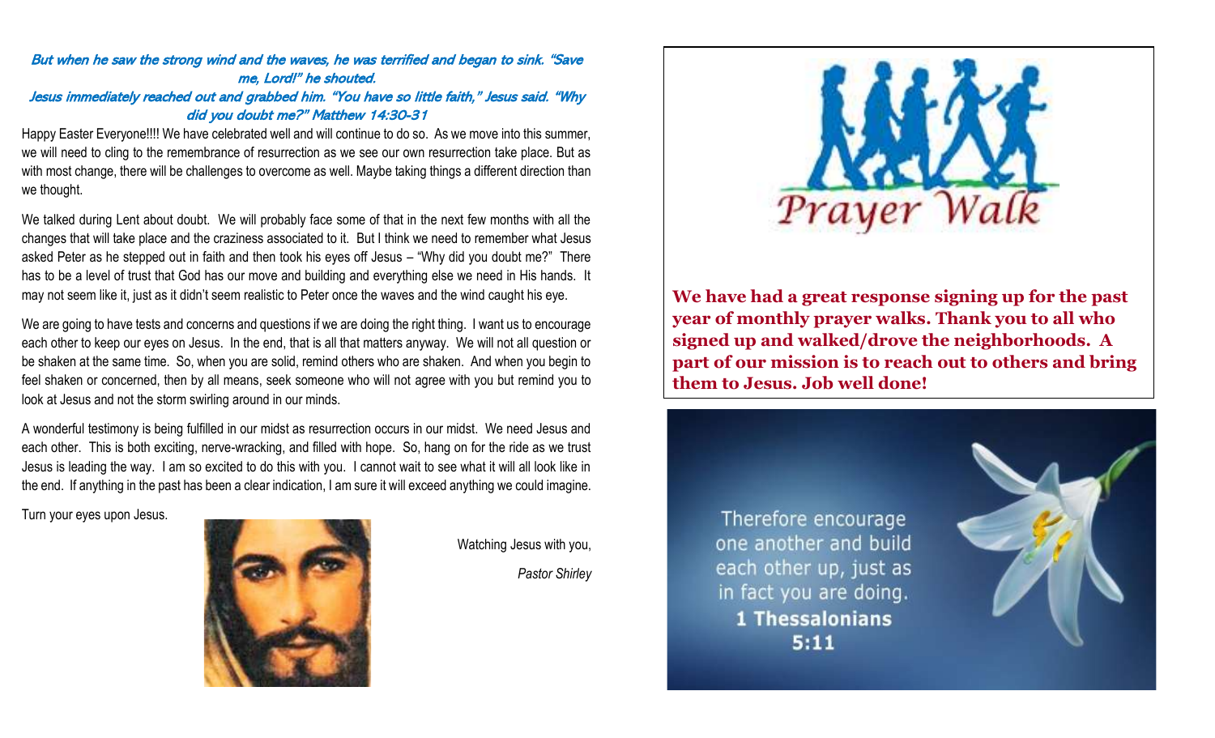*But when he saw the strong wind and the waves, he was terrified and began to sink. "Save me, Lord!" he shouted.*
*Jesus immediately reached out and grabbed him. "You have so little faith," Jesus said. "Why did you doubt me?" Matthew 14:30-31*

Happy Easter Everyone!!!! We have celebrated well and will continue to do so. As we move into this summer, we will need to cling to the remembrance of resurrection as we see our own resurrection take place. But as with most change, there will be challenges to overcome as well. Maybe taking things a different direction than we thought.

We talked during Lent about doubt. We will probably face some of that in the next few months with all the changes that will take place and the craziness associated to it. But I think we need to remember what Jesus asked Peter as he stepped out in faith and then took his eyes off Jesus – "Why did you doubt me?" There has to be a level of trust that God has our move and building and everything else we need in His hands. It may not seem like it, just as it didn't seem realistic to Peter once the waves and the wind caught his eye.

We are going to have tests and concerns and questions if we are doing the right thing. I want us to encourage each other to keep our eyes on Jesus. In the end, that is all that matters anyway. We will not all question or be shaken at the same time. So, when you are solid, remind others who are shaken. And when you begin to feel shaken or concerned, then by all means, seek someone who will not agree with you but remind you to look at Jesus and not the storm swirling around in our minds.

A wonderful testimony is being fulfilled in our midst as resurrection occurs in our midst. We need Jesus and each other. This is both exciting, nerve-wracking, and filled with hope. So, hang on for the ride as we trust Jesus is leading the way. I am so excited to do this with you. I cannot wait to see what it will all look like in the end. If anything in the past has been a clear indication, I am sure it will exceed anything we could imagine.

Turn your eyes upon Jesus.

Watching Jesus with you,

*Pastor Shirley*

Prayer Walk

**We have had a great response signing up for the past year of monthly prayer walks. Thank you to all who signed up and walked/drove the neighborhoods. A part of our mission is to reach out to others and bring them to Jesus. Job well done!**

Therefore encourage one another and build each other up, just as in fact you are doing.
**1 Thessalonians 5:11**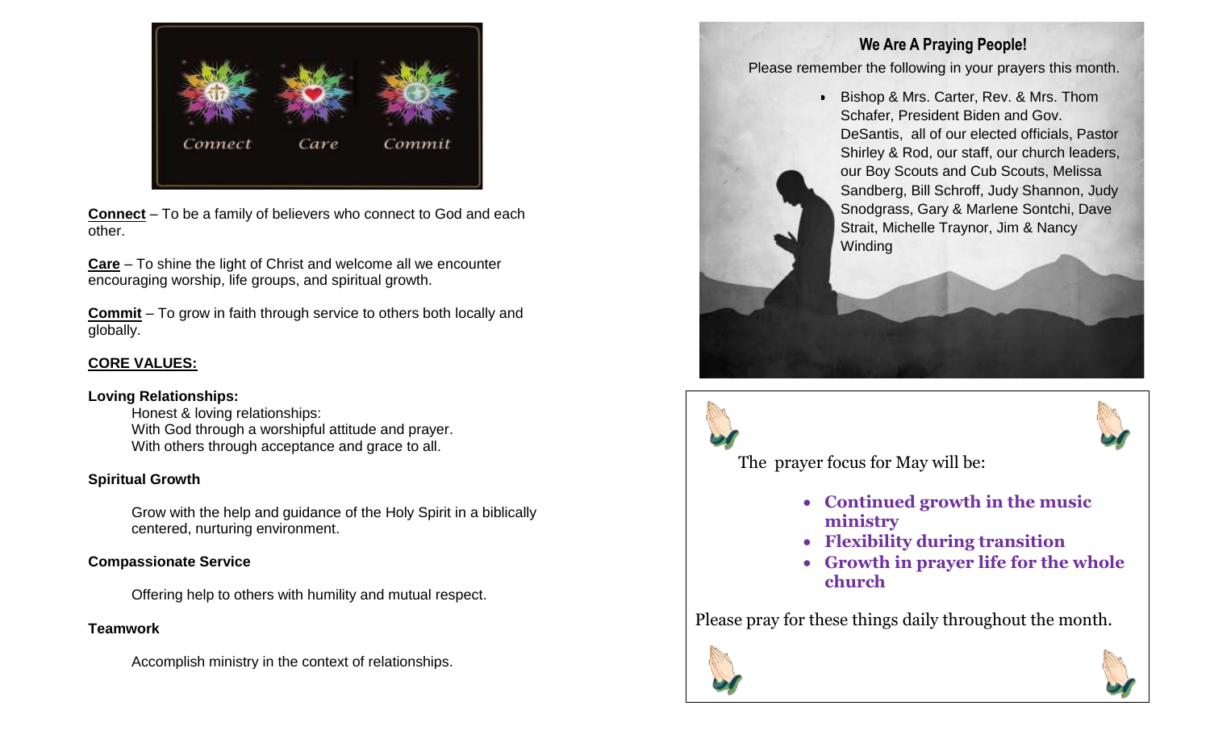Connect Care Commit

**Connect** – To be a family of believers who connect to God and each other.

**Care** – To shine the light of Christ and welcome all we encounter encouraging worship, life groups, and spiritual growth.

**Commit** – To grow in faith through service to others both locally and globally.

**CORE VALUES:**

**Loving Relationships:**

Honest & loving relationships:
With God through a worshipful attitude and prayer.
With others through acceptance and grace to all.

**Spiritual Growth**

Grow with the help and guidance of the Holy Spirit in a biblically centered, nurturing environment.

**Compassionate Service**

Offering help to others with humility and mutual respect.

**Teamwork**

Accomplish ministry in the context of relationships.

## We Are A Praying People!

Please remember the following in your prayers this month.

- Bishop & Mrs. Carter, Rev. & Mrs. Thom Schafer, President Biden and Gov. DeSantis, all of our elected officials, Pastor Shirley & Rod, our staff, our church leaders, our Boy Scouts and Cub Scouts, Melissa Sandberg, Bill Schroff, Judy Shannon, Judy Snodgrass, Gary & Marlene Sontchi, Dave Strait, Michelle Traynor, Jim & Nancy Winding

The prayer focus for May will be:

- **Continued growth in the music ministry**
- **Flexibility during transition**
- **Growth in prayer life for the whole church**

Please pray for these things daily throughout the month.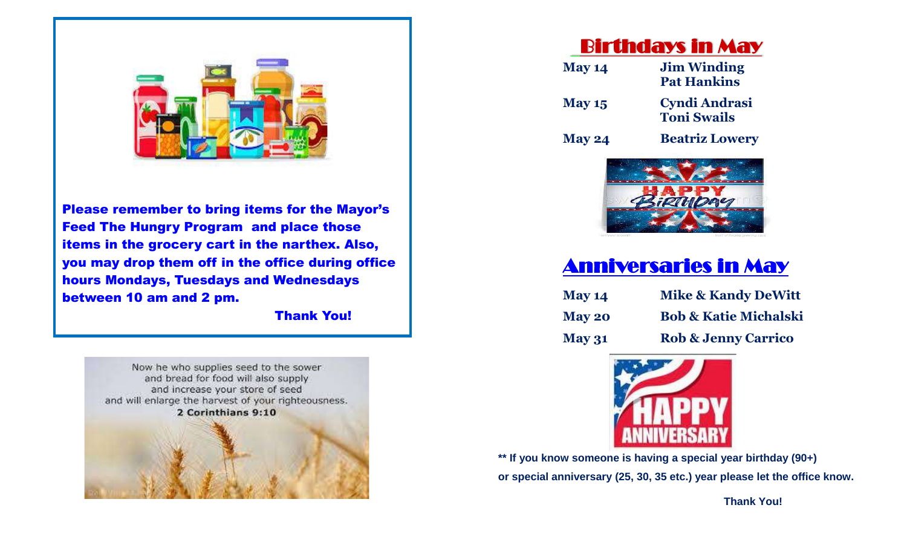**Please remember to bring items for the Mayor's Feed The Hungry Program and place those items in the grocery cart in the narthex. Also, you may drop them off in the office during office hours Mondays, Tuesdays and Wednesdays between 10 am and 2 pm.**

**Thank You!**

Now he who supplies seed to the sower
and bread for food will also supply
and increase your store of seed
and will enlarge the harvest of your righteousness.
**2 Corinthians 9:10**

## Birthdays in May

| | |
|---|---|
| **May 14** | **Jim Winding**<br>**Pat Hankins** |
| **May 15** | **Cyndi Andrasi**<br>**Toni Swails** |
| **May 24** | **Beatriz Lowery** |

## Anniversaries in May

| | |
|---|---|
| **May 14** | **Mike & Kandy DeWitt** |
| **May 20** | **Bob & Katie Michalski** |
| **May 31** | **Rob & Jenny Carrico** |

**** If you know someone is having a special year birthday (90+) or special anniversary (25, 30, 35 etc.) year please let the office know.**

**Thank You!**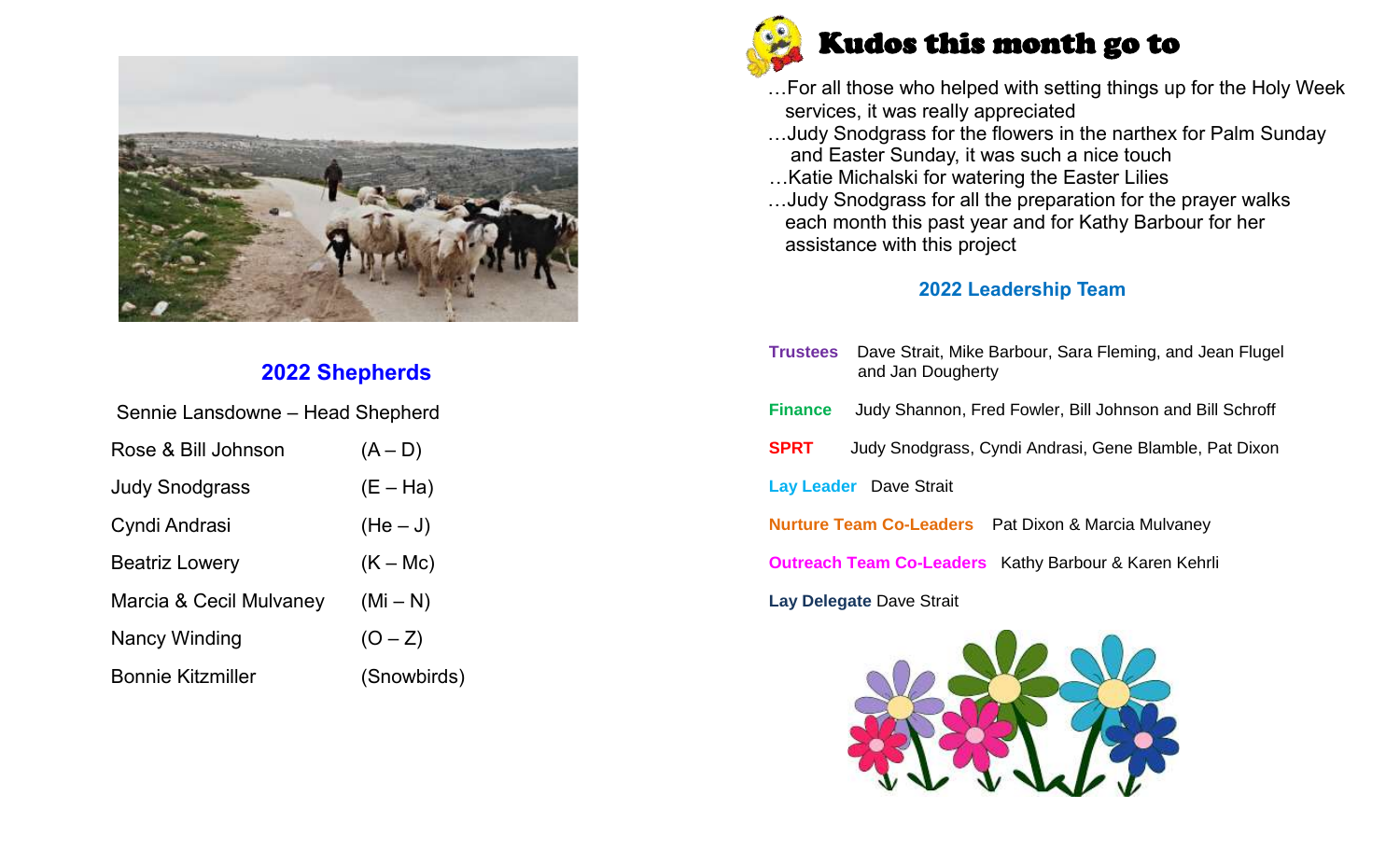## 2022 Shepherds

Sennie Lansdowne – Head Shepherd

| | |
|---|---|
| Rose & Bill Johnson | (A – D) |
| Judy Snodgrass | (E – Ha) |
| Cyndi Andrasi | (He – J) |
| Beatriz Lowery | (K – Mc) |
| Marcia & Cecil Mulvaney | (Mi – N) |
| Nancy Winding | (O – Z) |
| Bonnie Kitzmiller | (Snowbirds) |

## Kudos this month go to

…For all those who helped with setting things up for the Holy Week services, it was really appreciated

…Judy Snodgrass for the flowers in the narthex for Palm Sunday and Easter Sunday, it was such a nice touch

…Katie Michalski for watering the Easter Lilies

…Judy Snodgrass for all the preparation for the prayer walks each month this past year and for Kathy Barbour for her assistance with this project

## 2022 Leadership Team

**Trustees** Dave Strait, Mike Barbour, Sara Fleming, and Jean Flugel and Jan Dougherty

**Finance** Judy Shannon, Fred Fowler, Bill Johnson and Bill Schroff

**SPRT** Judy Snodgrass, Cyndi Andrasi, Gene Blamble, Pat Dixon

**Lay Leader** Dave Strait

**Nurture Team Co-Leaders** Pat Dixon & Marcia Mulvaney

**Outreach Team Co-Leaders** Kathy Barbour & Karen Kehrli

**Lay Delegate** Dave Strait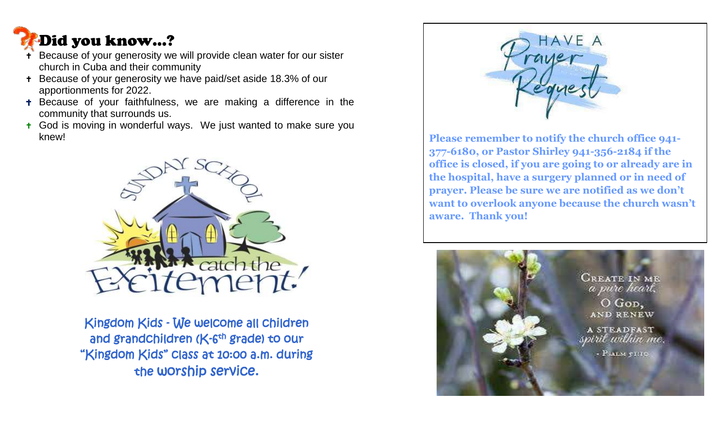## Did you know...?

- Because of your generosity we will provide clean water for our sister church in Cuba and their community
- Because of your generosity we have paid/set aside 18.3% of our apportionments for 2022.
- Because of your faithfulness, we are making a difference in the community that surrounds us.
- God is moving in wonderful ways. We just wanted to make sure you knew!

SUNDAY SCHOOL

catch the Excitement!

Kingdom Kids - We welcome all children and grandchildren (K-6th grade) to our "Kingdom Kids" class at 10:00 a.m. during the worship service.

HAVE A Prayer Request

**Please remember to notify the church office 941-377-6180, or Pastor Shirley 941-356-2184 if the office is closed, if you are going to or already are in the hospital, have a surgery planned or in need of prayer. Please be sure we are notified as we don't want to overlook anyone because the church wasn't aware. Thank you!**

CREATE IN ME a pure heart, O GOD, AND RENEW A STEADFAST spirit within me. - PSALM 51:10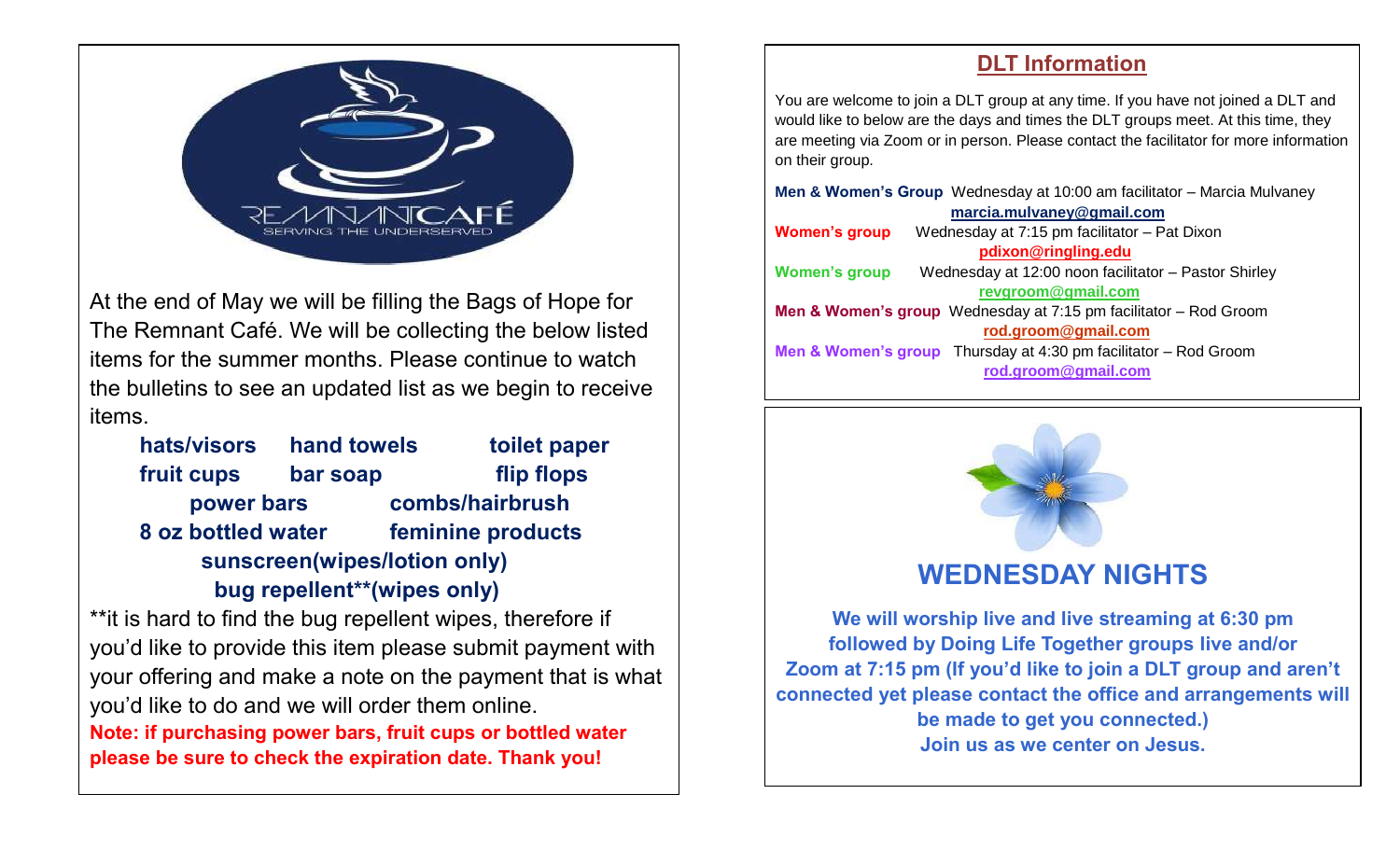At the end of May we will be filling the Bags of Hope for The Remnant Café. We will be collecting the below listed items for the summer months. Please continue to watch the bulletins to see an updated list as we begin to receive items.

**hats/visors** **hand towels** **toilet paper**
**fruit cups** **bar soap** **flip flops**
**power bars** **combs/hairbrush**
**8 oz bottled water** **feminine products**
**sunscreen(wipes/lotion only)**
**bug repellent**(wipes only)**

**it is hard to find the bug repellent wipes, therefore if you'd like to provide this item please submit payment with your offering and make a note on the payment that is what you'd like to do and we will order them online.

**Note: if purchasing power bars, fruit cups or bottled water please be sure to check the expiration date. Thank you!**

## DLT Information

You are welcome to join a DLT group at any time. If you have not joined a DLT and would like to below are the days and times the DLT groups meet. At this time, they are meeting via Zoom or in person. Please contact the facilitator for more information on their group.

**Men & Women's Group** Wednesday at 10:00 am facilitator – Marcia Mulvaney
**marcia.mulvaney@gmail.com**

**Women's group** Wednesday at 7:15 pm facilitator – Pat Dixon
**pdixon@ringling.edu**

**Women's group** Wednesday at 12:00 noon facilitator – Pastor Shirley
**revgroom@gmail.com**

**Men & Women's group** Wednesday at 7:15 pm facilitator – Rod Groom
**rod.groom@gmail.com**

**Men & Women's group** Thursday at 4:30 pm facilitator – Rod Groom
**rod.groom@gmail.com**

## WEDNESDAY NIGHTS

**We will worship live and live streaming at 6:30 pm followed by Doing Life Together groups live and/or Zoom at 7:15 pm (If you'd like to join a DLT group and aren't connected yet please contact the office and arrangements will be made to get you connected.)**
**Join us as we center on Jesus.**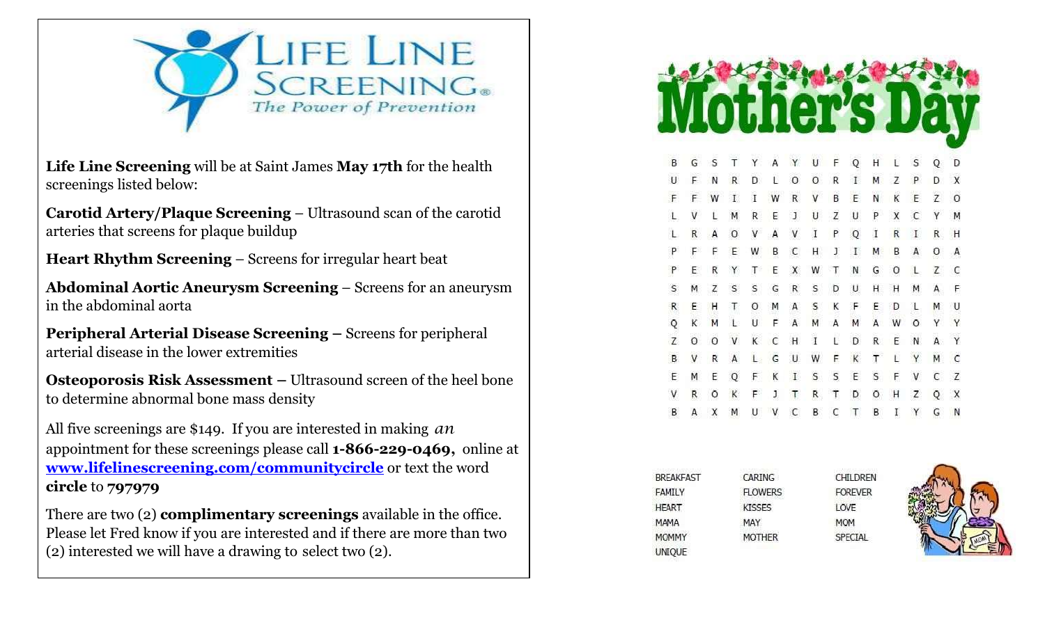**Life Line Screening** will be at Saint James **May 17th** for the health screenings listed below:

**Carotid Artery/Plaque Screening** – Ultrasound scan of the carotid arteries that screens for plaque buildup

**Heart Rhythm Screening** – Screens for irregular heart beat

**Abdominal Aortic Aneurysm Screening** – Screens for an aneurysm in the abdominal aorta

**Peripheral Arterial Disease Screening –** Screens for peripheral arterial disease in the lower extremities

**Osteoporosis Risk Assessment –** Ultrasound screen of the heel bone to determine abnormal bone mass density

All five screenings are $149. If you are interested in making *an* appointment for these screenings please call **1-866-229-0469,** online at **[www.lifelinescreening.com/communitycircle](http://www.lifelinescreening.com/communitycircle)** or text the word **circle** to **797979**

There are two (2) **complimentary screenings** available in the office. Please let Fred know if you are interested and if there are more than two (2) interested we will have a drawing to select two (2).

# Mother's Day

```
B G S T Y A Y U F Q H L S Q D
U F N R D L O O R I M Z P D X
F F W I I W R V B E N K E Z O
L V L M R E J U Z U P X C Y M
L R A O V A V I P Q I R I R H
P F F E W B C H J I M B A O A
P E R Y T E X W T N G O L Z C
S M Z S S G R S D U H H M A F
R E H T O M A S K F E D L M U
Q K M L U F A M A M A W O Y Y
Z O O V K C H I L D R E N A Y
B V R A L G U W F K T L Y M C
E M E Q F K I S S E S F V C Z
V R O K F J T R T D O H Z Q X
B A X M U V C B C T B I Y G N
```

| | | |
|---|---|---|
| BREAKFAST | CARING | CHILDREN |
| FAMILY | FLOWERS | FOREVER |
| HEART | KISSES | LOVE |
| MAMA | MAY | MOM |
| MOMMY | MOTHER | SPECIAL |
| UNIQUE | | |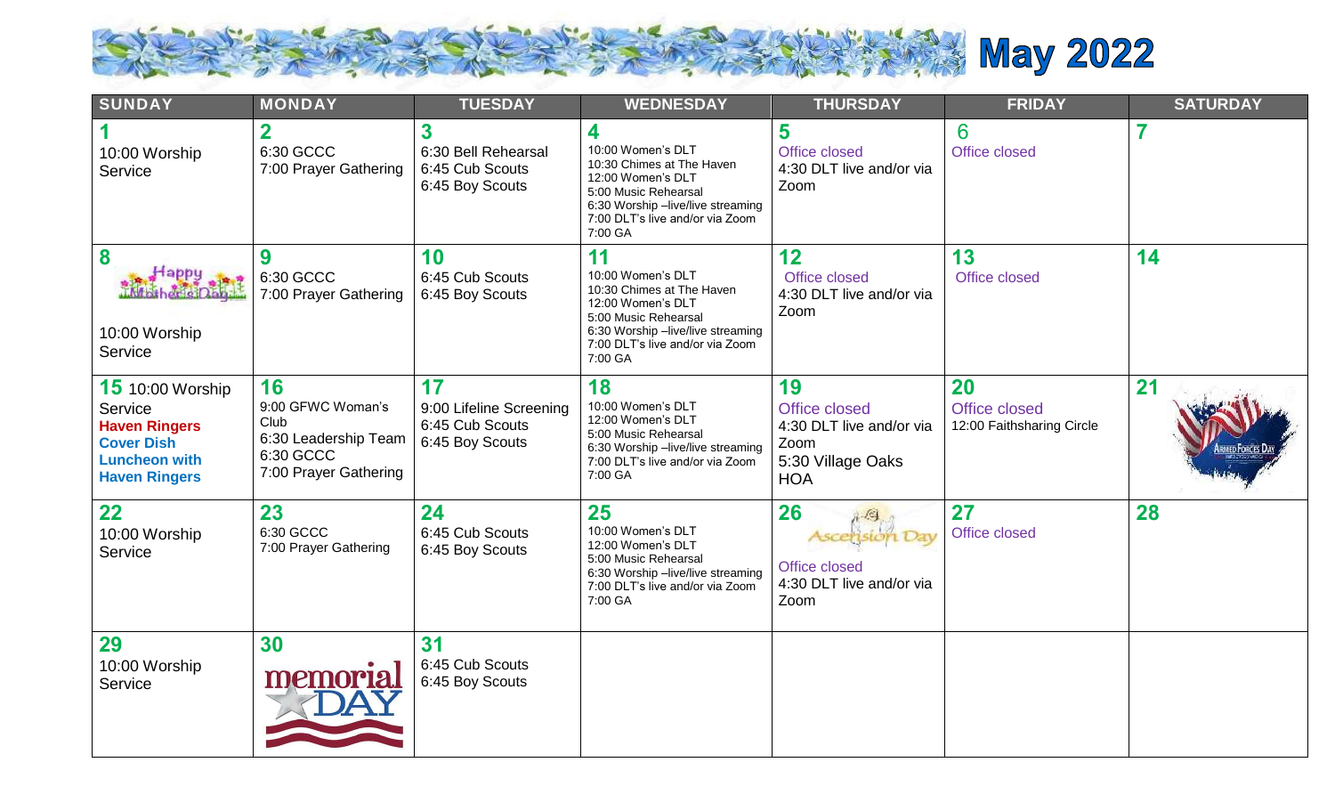# May 2022

| SUNDAY | MONDAY | TUESDAY | WEDNESDAY | THURSDAY | FRIDAY | SATURDAY |
| --- | --- | --- | --- | --- | --- | --- |
| **1**<br>10:00 Worship Service | **2**<br>6:30 GCCC<br>7:00 Prayer Gathering | **3**<br>6:30 Bell Rehearsal<br>6:45 Cub Scouts<br>6:45 Boy Scouts | **4**<br>10:00 Women's DLT<br>10:30 Chimes at The Haven<br>12:00 Women's DLT<br>5:00 Music Rehearsal<br>6:30 Worship –live/live streaming<br>7:00 DLT's live and/or via Zoom<br>7:00 GA | **5**<br>Office closed<br>4:30 DLT live and/or via Zoom | 6<br>Office closed | **7** |
| **8**<br>Happy Mother's Day<br>10:00 Worship Service | **9**<br>6:30 GCCC<br>7:00 Prayer Gathering | **10**<br>6:45 Cub Scouts<br>6:45 Boy Scouts | **11**<br>10:00 Women's DLT<br>10:30 Chimes at The Haven<br>12:00 Women's DLT<br>5:00 Music Rehearsal<br>6:30 Worship –live/live streaming<br>7:00 DLT's live and/or via Zoom<br>7:00 GA | **12**<br>Office closed<br>4:30 DLT live and/or via Zoom | **13**<br>Office closed | **14** |
| **15** 10:00 Worship Service<br>**Haven Ringers**<br>**Cover Dish Luncheon with Haven Ringers** | **16**<br>9:00 GFWC Woman's Club<br>6:30 Leadership Team<br>6:30 GCCC<br>7:00 Prayer Gathering | **17**<br>9:00 Lifeline Screening<br>6:45 Cub Scouts<br>6:45 Boy Scouts | **18**<br>10:00 Women's DLT<br>12:00 Women's DLT<br>5:00 Music Rehearsal<br>6:30 Worship –live/live streaming<br>7:00 DLT's live and/or via Zoom<br>7:00 GA | **19**<br>Office closed<br>4:30 DLT live and/or via Zoom<br>5:30 Village Oaks HOA | **20**<br>Office closed<br>12:00 Faithsharing Circle | **21**<br>Armed Forces Day |
| **22**<br>10:00 Worship Service | **23**<br>6:30 GCCC<br>7:00 Prayer Gathering | **24**<br>6:45 Cub Scouts<br>6:45 Boy Scouts | **25**<br>10:00 Women's DLT<br>12:00 Women's DLT<br>5:00 Music Rehearsal<br>6:30 Worship –live/live streaming<br>7:00 DLT's live and/or via Zoom<br>7:00 GA | **26**<br>Ascension Day<br>Office closed<br>4:30 DLT live and/or via Zoom | **27**<br>Office closed | **28** |
| **29**<br>10:00 Worship Service | **30**<br>memorial DAY | **31**<br>6:45 Cub Scouts<br>6:45 Boy Scouts | | | | |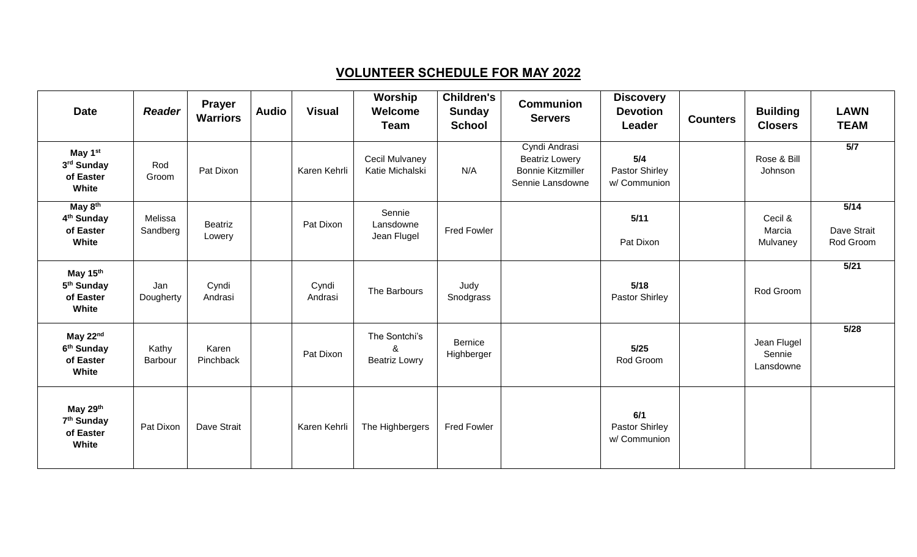## VOLUNTEER SCHEDULE FOR MAY 2022

| Date | *Reader* | Prayer Warriors | Audio | Visual | Worship Welcome Team | Children's Sunday School | Communion Servers | Discovery Devotion Leader | Counters | Building Closers | LAWN TEAM |
|---|---|---|---|---|---|---|---|---|---|---|---|
| **May 1st 3rd Sunday of Easter White** | Rod Groom | Pat Dixon | | Karen Kehrli | Cecil Mulvaney Katie Michalski | N/A | Cyndi Andrasi Beatriz Lowery Bonnie Kitzmiller Sennie Lansdowne | **5/4** Pastor Shirley w/ Communion | | Rose & Bill Johnson | **5/7** |
| **May 8th 4th Sunday of Easter White** | Melissa Sandberg | Beatriz Lowery | | Pat Dixon | Sennie Lansdowne Jean Flugel | Fred Fowler | | **5/11** Pat Dixon | | Cecil & Marcia Mulvaney | **5/14** Dave Strait Rod Groom |
| **May 15th 5th Sunday of Easter White** | Jan Dougherty | Cyndi Andrasi | | Cyndi Andrasi | The Barbours | Judy Snodgrass | | **5/18** Pastor Shirley | | Rod Groom | **5/21** |
| **May 22nd 6th Sunday of Easter White** | Kathy Barbour | Karen Pinchback | | Pat Dixon | The Sontchi's & Beatriz Lowry | Bernice Highberger | | **5/25** Rod Groom | | Jean Flugel Sennie Lansdowne | **5/28** |
| **May 29th 7th Sunday of Easter White** | Pat Dixon | Dave Strait | | Karen Kehrli | The Highbergers | Fred Fowler | | **6/1** Pastor Shirley w/ Communion | | | |